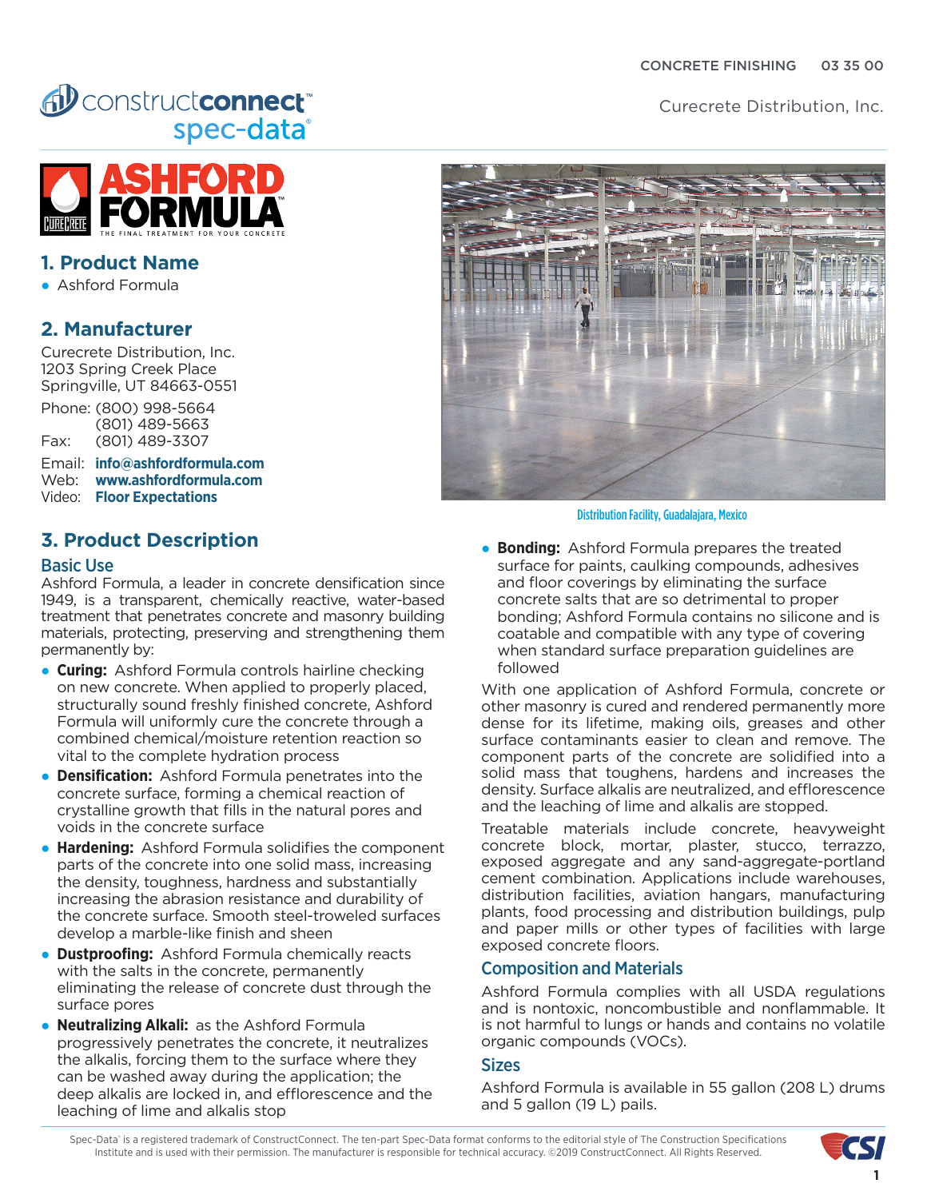CONCRETE FINISHING 03 35 00

Curecrete Distribution, Inc.

## 1. Product Name

- Ashford Formula

## 2. Manufacturer

Curecrete Distribution, Inc.
1203 Spring Creek Place
Springville, UT 84663-0551

Phone: (800) 998-5664
(801) 489-5663
Fax: (801) 489-3307

Email: **info@ashfordformula.com**
Web: **www.ashfordformula.com**
Video: **Floor Expectations**

Distribution Facility, Guadalajara, Mexico

## 3. Product Description

### Basic Use

Ashford Formula, a leader in concrete densification since 1949, is a transparent, chemically reactive, water-based treatment that penetrates concrete and masonry building materials, protecting, preserving and strengthening them permanently by:

- **Curing:** Ashford Formula controls hairline checking on new concrete. When applied to properly placed, structurally sound freshly finished concrete, Ashford Formula will uniformly cure the concrete through a combined chemical/moisture retention reaction so vital to the complete hydration process
- **Densification:** Ashford Formula penetrates into the concrete surface, forming a chemical reaction of crystalline growth that fills in the natural pores and voids in the concrete surface
- **Hardening:** Ashford Formula solidifies the component parts of the concrete into one solid mass, increasing the density, toughness, hardness and substantially increasing the abrasion resistance and durability of the concrete surface. Smooth steel-troweled surfaces develop a marble-like finish and sheen
- **Dustproofing:** Ashford Formula chemically reacts with the salts in the concrete, permanently eliminating the release of concrete dust through the surface pores
- **Neutralizing Alkali:** as the Ashford Formula progressively penetrates the concrete, it neutralizes the alkalis, forcing them to the surface where they can be washed away during the application; the deep alkalis are locked in, and efflorescence and the leaching of lime and alkalis stop
- **Bonding:** Ashford Formula prepares the treated surface for paints, caulking compounds, adhesives and floor coverings by eliminating the surface concrete salts that are so detrimental to proper bonding; Ashford Formula contains no silicone and is coatable and compatible with any type of covering when standard surface preparation guidelines are followed

With one application of Ashford Formula, concrete or other masonry is cured and rendered permanently more dense for its lifetime, making oils, greases and other surface contaminants easier to clean and remove. The component parts of the concrete are solidified into a solid mass that toughens, hardens and increases the density. Surface alkalis are neutralized, and efflorescence and the leaching of lime and alkalis are stopped.

Treatable materials include concrete, heavyweight concrete block, mortar, plaster, stucco, terrazzo, exposed aggregate and any sand-aggregate-portland cement combination. Applications include warehouses, distribution facilities, aviation hangars, manufacturing plants, food processing and distribution buildings, pulp and paper mills or other types of facilities with large exposed concrete floors.

### Composition and Materials

Ashford Formula complies with all USDA regulations and is nontoxic, noncombustible and nonflammable. It is not harmful to lungs or hands and contains no volatile organic compounds (VOCs).

### Sizes

Ashford Formula is available in 55 gallon (208 L) drums and 5 gallon (19 L) pails.

Spec-Data® is a registered trademark of ConstructConnect. The ten-part Spec-Data format conforms to the editorial style of The Construction Specifications Institute and is used with their permission. The manufacturer is responsible for technical accuracy. ©2019 ConstructConnect. All Rights Reserved.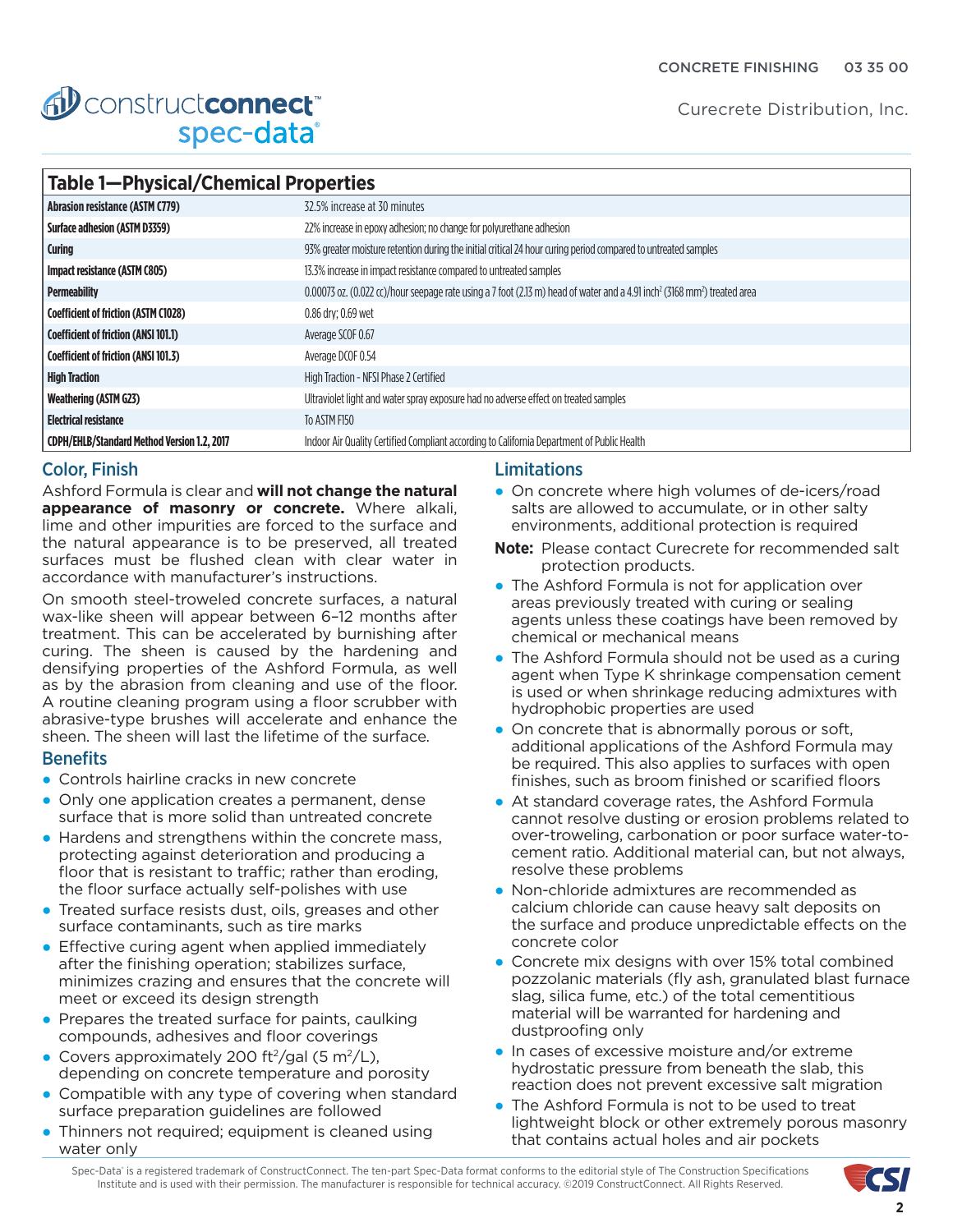## Table 1—Physical/Chemical Properties

| Property | Result |
|---|---|
| **Abrasion resistance (ASTM C779)** | 32.5% increase at 30 minutes |
| **Surface adhesion (ASTM D3359)** | 22% increase in epoxy adhesion; no change for polyurethane adhesion |
| **Curing** | 93% greater moisture retention during the initial critical 24 hour curing period compared to untreated samples |
| **Impact resistance (ASTM C805)** | 13.3% increase in impact resistance compared to untreated samples |
| **Permeability** | 0.00073 oz. (0.022 cc)/hour seepage rate using a 7 foot (2.13 m) head of water and a 4.91 inch$^2$ (3168 mm$^2$) treated area |
| **Coefficient of friction (ASTM C1028)** | 0.86 dry; 0.69 wet |
| **Coefficient of friction (ANSI 101.1)** | Average SCOF 0.67 |
| **Coefficient of friction (ANSI 101.3)** | Average DCOF 0.54 |
| **High Traction** | High Traction - NFSI Phase 2 Certified |
| **Weathering (ASTM G23)** | Ultraviolet light and water spray exposure had no adverse effect on treated samples |
| **Electrical resistance** | To ASTM F150 |
| **CDPH/EHLB/Standard Method Version 1.2, 2017** | Indoor Air Quality Certified Compliant according to California Department of Public Health |

## Color, Finish

Ashford Formula is clear and **will not change the natural appearance of masonry or concrete.** Where alkali, lime and other impurities are forced to the surface and the natural appearance is to be preserved, all treated surfaces must be flushed clean with clear water in accordance with manufacturer's instructions.

On smooth steel-troweled concrete surfaces, a natural wax-like sheen will appear between 6–12 months after treatment. This can be accelerated by burnishing after curing. The sheen is caused by the hardening and densifying properties of the Ashford Formula, as well as by the abrasion from cleaning and use of the floor. A routine cleaning program using a floor scrubber with abrasive-type brushes will accelerate and enhance the sheen. The sheen will last the lifetime of the surface.

## Benefits

- Controls hairline cracks in new concrete
- Only one application creates a permanent, dense surface that is more solid than untreated concrete
- Hardens and strengthens within the concrete mass, protecting against deterioration and producing a floor that is resistant to traffic; rather than eroding, the floor surface actually self-polishes with use
- Treated surface resists dust, oils, greases and other surface contaminants, such as tire marks
- Effective curing agent when applied immediately after the finishing operation; stabilizes surface, minimizes crazing and ensures that the concrete will meet or exceed its design strength
- Prepares the treated surface for paints, caulking compounds, adhesives and floor coverings
- Covers approximately 200 ft$^2$/gal (5 m$^2$/L), depending on concrete temperature and porosity
- Compatible with any type of covering when standard surface preparation guidelines are followed
- Thinners not required; equipment is cleaned using water only

## Limitations

- On concrete where high volumes of de-icers/road salts are allowed to accumulate, or in other salty environments, additional protection is required

**Note:** Please contact Curecrete for recommended salt protection products.

- The Ashford Formula is not for application over areas previously treated with curing or sealing agents unless these coatings have been removed by chemical or mechanical means
- The Ashford Formula should not be used as a curing agent when Type K shrinkage compensation cement is used or when shrinkage reducing admixtures with hydrophobic properties are used
- On concrete that is abnormally porous or soft, additional applications of the Ashford Formula may be required. This also applies to surfaces with open finishes, such as broom finished or scarified floors
- At standard coverage rates, the Ashford Formula cannot resolve dusting or erosion problems related to over-troweling, carbonation or poor surface water-to-cement ratio. Additional material can, but not always, resolve these problems
- Non-chloride admixtures are recommended as calcium chloride can cause heavy salt deposits on the surface and produce unpredictable effects on the concrete color
- Concrete mix designs with over 15% total combined pozzolanic materials (fly ash, granulated blast furnace slag, silica fume, etc.) of the total cementitious material will be warranted for hardening and dustproofing only
- In cases of excessive moisture and/or extreme hydrostatic pressure from beneath the slab, this reaction does not prevent excessive salt migration
- The Ashford Formula is not to be used to treat lightweight block or other extremely porous masonry that contains actual holes and air pockets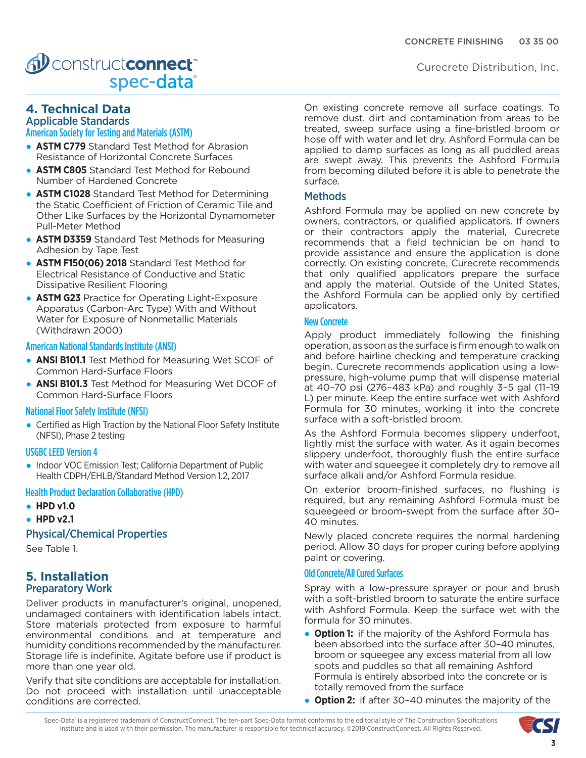## 4. Technical Data

### Applicable Standards

#### American Society for Testing and Materials (ASTM)

- **ASTM C779** Standard Test Method for Abrasion Resistance of Horizontal Concrete Surfaces
- **ASTM C805** Standard Test Method for Rebound Number of Hardened Concrete
- **ASTM C1028** Standard Test Method for Determining the Static Coefficient of Friction of Ceramic Tile and Other Like Surfaces by the Horizontal Dynamometer Pull-Meter Method
- **ASTM D3359** Standard Test Methods for Measuring Adhesion by Tape Test
- **ASTM F150(06) 2018** Standard Test Method for Electrical Resistance of Conductive and Static Dissipative Resilient Flooring
- **ASTM G23** Practice for Operating Light-Exposure Apparatus (Carbon-Arc Type) With and Without Water for Exposure of Nonmetallic Materials (Withdrawn 2000)

#### American National Standards Institute (ANSI)

- **ANSI B101.1** Test Method for Measuring Wet SCOF of Common Hard-Surface Floors
- **ANSI B101.3** Test Method for Measuring Wet DCOF of Common Hard-Surface Floors

#### National Floor Safety Institute (NFSI)

- Certified as High Traction by the National Floor Safety Institute (NFSI), Phase 2 testing

#### USGBC LEED Version 4

- Indoor VOC Emission Test; California Department of Public Health CDPH/EHLB/Standard Method Version 1.2, 2017

#### Health Product Declaration Collaborative (HPD)

- **HPD v1.0**
- **HPD v2.1**

### Physical/Chemical Properties

See Table 1.

## 5. Installation

### Preparatory Work

Deliver products in manufacturer's original, unopened, undamaged containers with identification labels intact. Store materials protected from exposure to harmful environmental conditions and at temperature and humidity conditions recommended by the manufacturer. Storage life is indefinite. Agitate before use if product is more than one year old.

Verify that site conditions are acceptable for installation. Do not proceed with installation until unacceptable conditions are corrected.

On existing concrete remove all surface coatings. To remove dust, dirt and contamination from areas to be treated, sweep surface using a fine-bristled broom or hose off with water and let dry. Ashford Formula can be applied to damp surfaces as long as all puddled areas are swept away. This prevents the Ashford Formula from becoming diluted before it is able to penetrate the surface.

### Methods

Ashford Formula may be applied on new concrete by owners, contractors, or qualified applicators. If owners or their contractors apply the material, Curecrete recommends that a field technician be on hand to provide assistance and ensure the application is done correctly. On existing concrete, Curecrete recommends that only qualified applicators prepare the surface and apply the material. Outside of the United States, the Ashford Formula can be applied only by certified applicators.

#### New Concrete

Apply product immediately following the finishing operation, as soon as the surface is firm enough to walk on and before hairline checking and temperature cracking begin. Curecrete recommends application using a low-pressure, high-volume pump that will dispense material at 40–70 psi (276–483 kPa) and roughly 3–5 gal (11–19 L) per minute. Keep the entire surface wet with Ashford Formula for 30 minutes, working it into the concrete surface with a soft-bristled broom.

As the Ashford Formula becomes slippery underfoot, lightly mist the surface with water. As it again becomes slippery underfoot, thoroughly flush the entire surface with water and squeegee it completely dry to remove all surface alkali and/or Ashford Formula residue.

On exterior broom-finished surfaces, no flushing is required, but any remaining Ashford Formula must be squeegeed or broom-swept from the surface after 30–40 minutes.

Newly placed concrete requires the normal hardening period. Allow 30 days for proper curing before applying paint or covering.

#### Old Concrete/All Cured Surfaces

Spray with a low-pressure sprayer or pour and brush with a soft-bristled broom to saturate the entire surface with Ashford Formula. Keep the surface wet with the formula for 30 minutes.

- **Option 1:** if the majority of the Ashford Formula has been absorbed into the surface after 30–40 minutes, broom or squeegee any excess material from all low spots and puddles so that all remaining Ashford Formula is entirely absorbed into the concrete or is totally removed from the surface
- **Option 2:** if after 30–40 minutes the majority of the

Spec-Data® is a registered trademark of ConstructConnect. The ten-part Spec-Data format conforms to the editorial style of The Construction Specifications Institute and is used with their permission. The manufacturer is responsible for technical accuracy. ©2019 ConstructConnect. All Rights Reserved.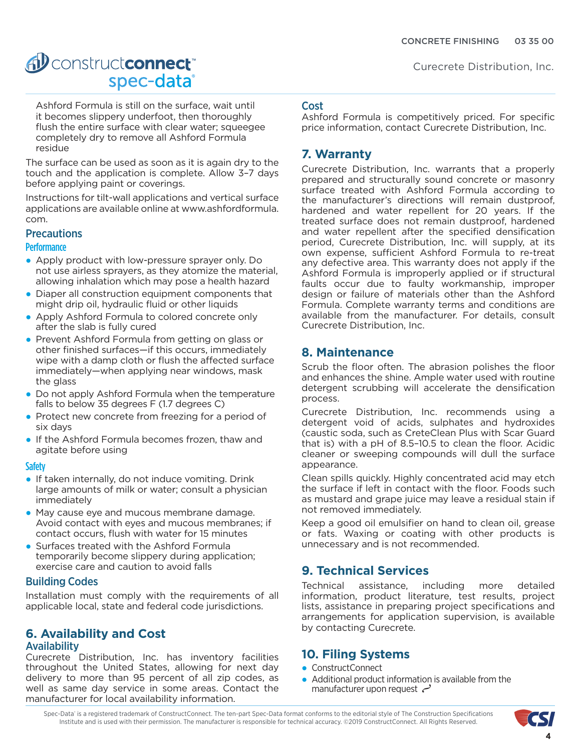Ashford Formula is still on the surface, wait until it becomes slippery underfoot, then thoroughly flush the entire surface with clear water; squeegee completely dry to remove all Ashford Formula residue

The surface can be used as soon as it is again dry to the touch and the application is complete. Allow 3–7 days before applying paint or coverings.

Instructions for tilt-wall applications and vertical surface applications are available online at www.ashfordformula.com.

### Precautions

#### Performance

- Apply product with low-pressure sprayer only. Do not use airless sprayers, as they atomize the material, allowing inhalation which may pose a health hazard
- Diaper all construction equipment components that might drip oil, hydraulic fluid or other liquids
- Apply Ashford Formula to colored concrete only after the slab is fully cured
- Prevent Ashford Formula from getting on glass or other finished surfaces—if this occurs, immediately wipe with a damp cloth or flush the affected surface immediately—when applying near windows, mask the glass
- Do not apply Ashford Formula when the temperature falls to below 35 degrees F (1.7 degrees C)
- Protect new concrete from freezing for a period of six days
- If the Ashford Formula becomes frozen, thaw and agitate before using

#### Safety

- If taken internally, do not induce vomiting. Drink large amounts of milk or water; consult a physician immediately
- May cause eye and mucous membrane damage. Avoid contact with eyes and mucous membranes; if contact occurs, flush with water for 15 minutes
- Surfaces treated with the Ashford Formula temporarily become slippery during application; exercise care and caution to avoid falls

### Building Codes

Installation must comply with the requirements of all applicable local, state and federal code jurisdictions.

## 6. Availability and Cost

### Availability

Curecrete Distribution, Inc. has inventory facilities throughout the United States, allowing for next day delivery to more than 95 percent of all zip codes, as well as same day service in some areas. Contact the manufacturer for local availability information.

### Cost

Ashford Formula is competitively priced. For specific price information, contact Curecrete Distribution, Inc.

## 7. Warranty

Curecrete Distribution, Inc. warrants that a properly prepared and structurally sound concrete or masonry surface treated with Ashford Formula according to the manufacturer's directions will remain dustproof, hardened and water repellent for 20 years. If the treated surface does not remain dustproof, hardened and water repellent after the specified densification period, Curecrete Distribution, Inc. will supply, at its own expense, sufficient Ashford Formula to re-treat any defective area. This warranty does not apply if the Ashford Formula is improperly applied or if structural faults occur due to faulty workmanship, improper design or failure of materials other than the Ashford Formula. Complete warranty terms and conditions are available from the manufacturer. For details, consult Curecrete Distribution, Inc.

## 8. Maintenance

Scrub the floor often. The abrasion polishes the floor and enhances the shine. Ample water used with routine detergent scrubbing will accelerate the densification process.

Curecrete Distribution, Inc. recommends using a detergent void of acids, sulphates and hydroxides (caustic soda, such as CreteClean Plus with Scar Guard that is) with a pH of 8.5–10.5 to clean the floor. Acidic cleaner or sweeping compounds will dull the surface appearance.

Clean spills quickly. Highly concentrated acid may etch the surface if left in contact with the floor. Foods such as mustard and grape juice may leave a residual stain if not removed immediately.

Keep a good oil emulsifier on hand to clean oil, grease or fats. Waxing or coating with other products is unnecessary and is not recommended.

## 9. Technical Services

Technical assistance, including more detailed information, product literature, test results, project lists, assistance in preparing project specifications and arrangements for application supervision, is available by contacting Curecrete.

## 10. Filing Systems

- ConstructConnect
- Additional product information is available from the manufacturer upon request

Spec-Data® is a registered trademark of ConstructConnect. The ten-part Spec-Data format conforms to the editorial style of The Construction Specifications Institute and is used with their permission. The manufacturer is responsible for technical accuracy. ©2019 ConstructConnect. All Rights Reserved.